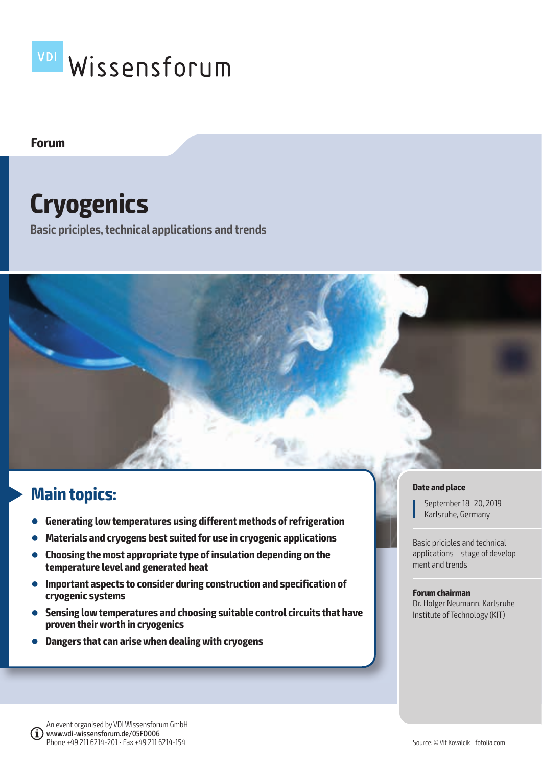VDI Wissensforum

**Forum**

# Cryogenics

**Basic priciples, technical applications and trends**

## Main topics:

- **Generating low temperatures using different methods of refrigeration**
- **Materials and cryogens best suited for use in cryogenic applications**
- **Choosing the most appropriate type of insulation depending on the temperature level and generated heat**
- **Important aspects to consider during construction and specification of cryogenic systems**
- **Sensing low temperatures and choosing suitable control circuits that have proven their worth in cryogenics**
- **Dangers that can arise when dealing with cryogens**

**Date and place**

September 18–20, 2019
Karlsruhe, Germany

Basic priciples and technical applications – stage of development and trends

**Forum chairman**
Dr. Holger Neumann, Karlsruhe Institute of Technology (KIT)

An event organised by VDI Wissensforum GmbH
**www.vdi-wissensforum.de/05F0006**
Phone +49 211 6214-201 • Fax +49 211 6214-154

Source: © Vit Kovalcik - fotolia.com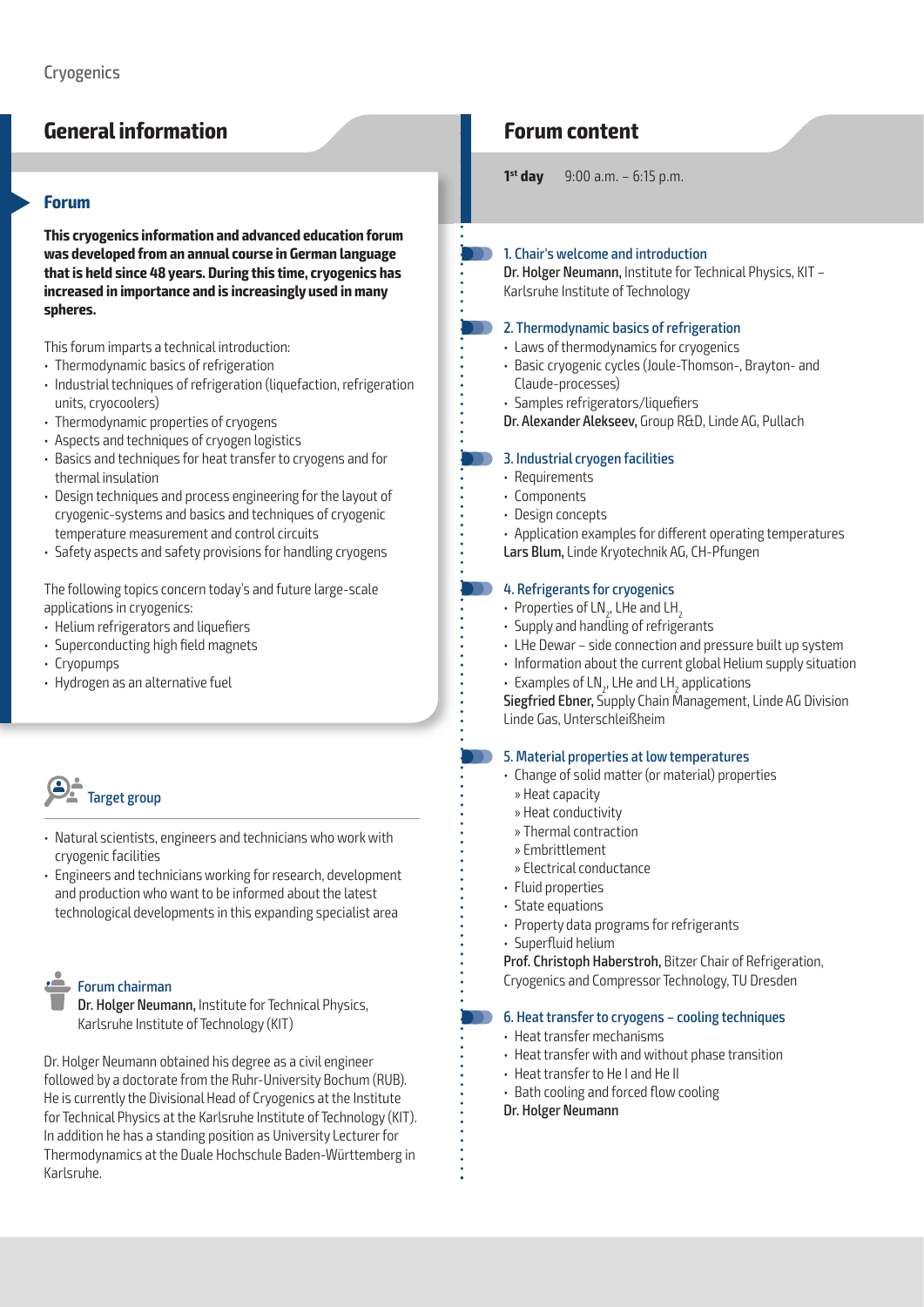## General information

### Forum

**This cryogenics information and advanced education forum was developed from an annual course in German language that is held since 48 years. During this time, cryogenics has increased in importance and is increasingly used in many spheres.**

This forum imparts a technical introduction:

- Thermodynamic basics of refrigeration
- Industrial techniques of refrigeration (liquefaction, refrigeration units, cryocoolers)
- Thermodynamic properties of cryogens
- Aspects and techniques of cryogen logistics
- Basics and techniques for heat transfer to cryogens and for thermal insulation
- Design techniques and process engineering for the layout of cryogenic-systems and basics and techniques of cryogenic temperature measurement and control circuits
- Safety aspects and safety provisions for handling cryogens

The following topics concern today's and future large-scale applications in cryogenics:

- Helium refrigerators and liquefiers
- Superconducting high field magnets
- Cryopumps
- Hydrogen as an alternative fuel

### Target group

- Natural scientists, engineers and technicians who work with cryogenic facilities
- Engineers and technicians working for research, development and production who want to be informed about the latest technological developments in this expanding specialist area

### Forum chairman

**Dr. Holger Neumann,** Institute for Technical Physics, Karlsruhe Institute of Technology (KIT)

Dr. Holger Neumann obtained his degree as a civil engineer followed by a doctorate from the Ruhr-University Bochum (RUB). He is currently the Divisional Head of Cryogenics at the Institute for Technical Physics at the Karlsruhe Institute of Technology (KIT). In addition he has a standing position as University Lecturer for Thermodynamics at the Duale Hochschule Baden-Württemberg in Karlsruhe.

## Forum content

**1st day** 9:00 a.m. – 6:15 p.m.

### 1. Chair's welcome and introduction

**Dr. Holger Neumann,** Institute for Technical Physics, KIT – Karlsruhe Institute of Technology

### 2. Thermodynamic basics of refrigeration

- Laws of thermodynamics for cryogenics
- Basic cryogenic cycles (Joule-Thomson-, Brayton- and Claude-processes)
- Samples refrigerators/liquefiers

**Dr. Alexander Alekseev,** Group R&D, Linde AG, Pullach

### 3. Industrial cryogen facilities

- Requirements
- Components
- Design concepts
- Application examples for different operating temperatures

**Lars Blum,** Linde Kryotechnik AG, CH-Pfungen

### 4. Refrigerants for cryogenics

- Properties of $LN_2$, LHe and $LH_2$
- Supply and handling of refrigerants
- LHe Dewar – side connection and pressure built up system
- Information about the current global Helium supply situation
- Examples of $LN_2$, LHe and $LH_2$ applications

**Siegfried Ebner,** Supply Chain Management, Linde AG Division Linde Gas, Unterschleißheim

### 5. Material properties at low temperatures

- Change of solid matter (or material) properties
  - » Heat capacity
  - » Heat conductivity
  - » Thermal contraction
  - » Embrittlement
  - » Electrical conductance
- Fluid properties
- State equations
- Property data programs for refrigerants
- Superfluid helium

**Prof. Christoph Haberstroh,** Bitzer Chair of Refrigeration, Cryogenics and Compressor Technology, TU Dresden

### 6. Heat transfer to cryogens – cooling techniques

- Heat transfer mechanisms
- Heat transfer with and without phase transition
- Heat transfer to He I and He II
- Bath cooling and forced flow cooling

**Dr. Holger Neumann**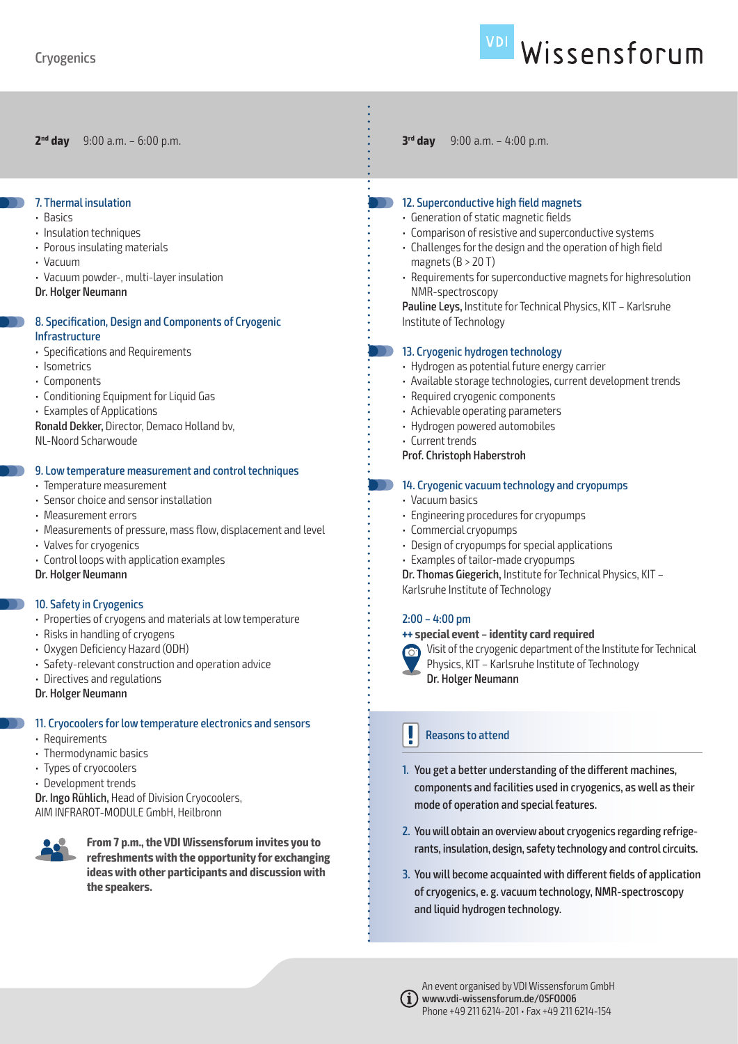**2nd day** 9:00 a.m. – 6:00 p.m.

### 7. Thermal insulation

- Basics
- Insulation techniques
- Porous insulating materials
- Vacuum
- Vacuum powder-, multi-layer insulation

**Dr. Holger Neumann**

### 8. Specification, Design and Components of Cryogenic Infrastructure

- Specifications and Requirements
- Isometrics
- Components
- Conditioning Equipment for Liquid Gas
- Examples of Applications

**Ronald Dekker,** Director, Demaco Holland bv, NL-Noord Scharwoude

### 9. Low temperature measurement and control techniques

- Temperature measurement
- Sensor choice and sensor installation
- Measurement errors
- Measurements of pressure, mass flow, displacement and level
- Valves for cryogenics
- Control loops with application examples

**Dr. Holger Neumann**

### 10. Safety in Cryogenics

- Properties of cryogens and materials at low temperature
- Risks in handling of cryogens
- Oxygen Deficiency Hazard (ODH)
- Safety-relevant construction and operation advice
- Directives and regulations

**Dr. Holger Neumann**

### 11. Cryocoolers for low temperature electronics and sensors

- Requirements
- Thermodynamic basics
- Types of cryocoolers
- Development trends

**Dr. Ingo Rühlich,** Head of Division Cryocoolers, AIM INFRAROT-MODULE GmbH, Heilbronn

**From 7 p.m., the VDI Wissensforum invites you to refreshments with the opportunity for exchanging ideas with other participants and discussion with the speakers.**

**3rd day** 9:00 a.m. – 4:00 p.m.

### 12. Superconductive high field magnets

- Generation of static magnetic fields
- Comparison of resistive and superconductive systems
- Challenges for the design and the operation of high field magnets (B > 20 T)
- Requirements for superconductive magnets for highresolution NMR-spectroscopy

**Pauline Leys,** Institute for Technical Physics, KIT – Karlsruhe Institute of Technology

### 13. Cryogenic hydrogen technology

- Hydrogen as potential future energy carrier
- Available storage technologies, current development trends
- Required cryogenic components
- Achievable operating parameters
- Hydrogen powered automobiles
- Current trends

**Prof. Christoph Haberstroh**

### 14. Cryogenic vacuum technology and cryopumps

- Vacuum basics
- Engineering procedures for cryopumps
- Commercial cryopumps
- Design of cryopumps for special applications
- Examples of tailor-made cryopumps

**Dr. Thomas Giegerich,** Institute for Technical Physics, KIT – Karlsruhe Institute of Technology

### 2:00 – 4:00 pm

**++ special event – identity card required**

Visit of the cryogenic department of the Institute for Technical Physics, KIT – Karlsruhe Institute of Technology
**Dr. Holger Neumann**

## Reasons to attend

1. **You get a better understanding of the different machines, components and facilities used in cryogenics, as well as their mode of operation and special features.**
2. **You will obtain an overview about cryogenics regarding refrigerants, insulation, design, safety technology and control circuits.**
3. **You will become acquainted with different fields of application of cryogenics, e. g. vacuum technology, NMR-spectroscopy and liquid hydrogen technology.**

An event organised by VDI Wissensforum GmbH
**www.vdi-wissensforum.de/05F0006**
Phone +49 211 6214-201 • Fax +49 211 6214-154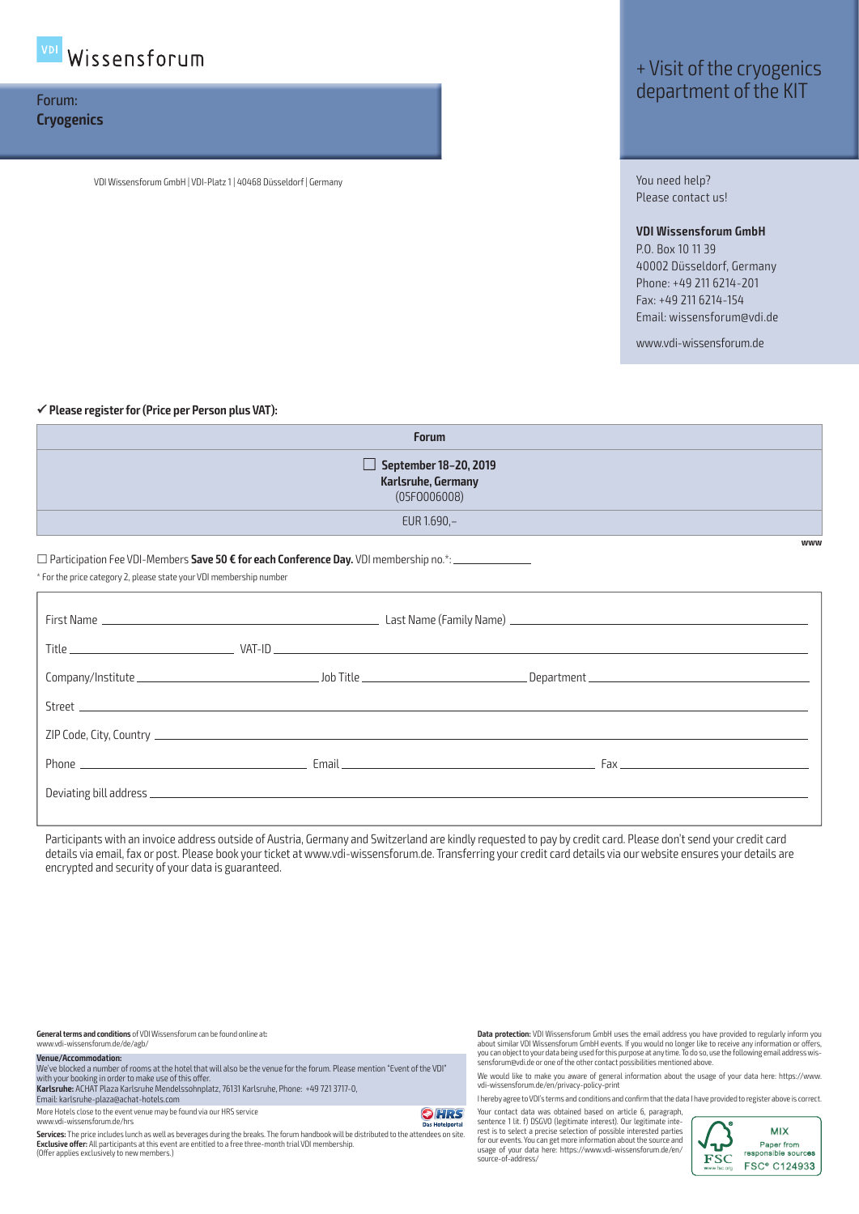VDI Wissensforum

Forum:
**Cryogenics**

VDI Wissensforum GmbH | VDI-Platz 1 | 40468 Düsseldorf | Germany

## + Visit of the cryogenics department of the KIT

You need help?
Please contact us!

**VDI Wissensforum GmbH**
P.O. Box 10 11 39
40002 Düsseldorf, Germany
Phone: +49 211 6214-201
Fax: +49 211 6214-154
Email: wissensforum@vdi.de

www.vdi-wissensforum.de

**✓ Please register for (Price per Person plus VAT):**

| **Forum** |
|---|
| ☐ **September 18–20, 2019** **Karlsruhe, Germany** (05F0006008) |
| EUR 1.690,– |

www

☐ Participation Fee VDI-Members **Save 50 € for each Conference Day.** VDI membership no.*: ____________

* For the price category 2, please state your VDI membership number

First Name ____________ Last Name (Family Name) ____________

Title ____________ VAT-ID ____________

Company/Institute ____________ Job Title ____________ Department ____________

Street ____________

ZIP Code, City, Country ____________

Phone ____________ Email ____________ Fax ____________

Deviating bill address ____________

Participants with an invoice address outside of Austria, Germany and Switzerland are kindly requested to pay by credit card. Please don't send your credit card details via email, fax or post. Please book your ticket at www.vdi-wissensforum.de. Transferring your credit card details via our website ensures your details are encrypted and security of your data is guaranteed.

**General terms and conditions** of VDI Wissensforum can be found online at:
www.vdi-wissensforum.de/de/agb/

**Venue/Accommodation:**
We've blocked a number of rooms at the hotel that will also be the venue for the forum. Please mention "Event of the VDI" with your booking in order to make use of this offer.
**Karlsruhe:** ACHAT Plaza Karlsruhe Mendelssohnplatz, 76131 Karlsruhe, Phone: +49 721 3717-0,
Email: karlsruhe-plaza@achat-hotels.com

More Hotels close to the event venue may be found via our HRS service
www.vdi-wissensforum.de/hrs

HRS Das Hotelportal

**Services:** The price includes lunch as well as beverages during the breaks. The forum handbook will be distributed to the attendees on site.
**Exclusive offer:** All participants at this event are entitled to a free three-month trial VDI membership.
(Offer applies exclusively to new members.)

**Data protection:** VDI Wissensforum GmbH uses the email address you have provided to regularly inform you about similar VDI Wissensforum GmbH events. If you would no longer like to receive any information or offers, you can object to your data being used for this purpose at any time. To do so, use the following email address wissensforum@vdi.de or one of the other contact possibilities mentioned above.

We would like to make you aware of general information about the usage of your data here: https://www.vdi-wissensforum.de/en/privacy-policy-print

I hereby agree to VDI's terms and conditions and confirm that the data I have provided to register above is correct.

Your contact data was obtained based on article 6, paragraph, sentence 1 lit. f) DSGVO (legitimate interest). Our legitimate interest is to select a precise selection of possible interested parties for our events. You can get more information about the source and usage of your data here: https://www.vdi-wissensforum.de/en/source-of-address/

FSC www.fsc.org MIX Paper from responsible sources FSC® C124933